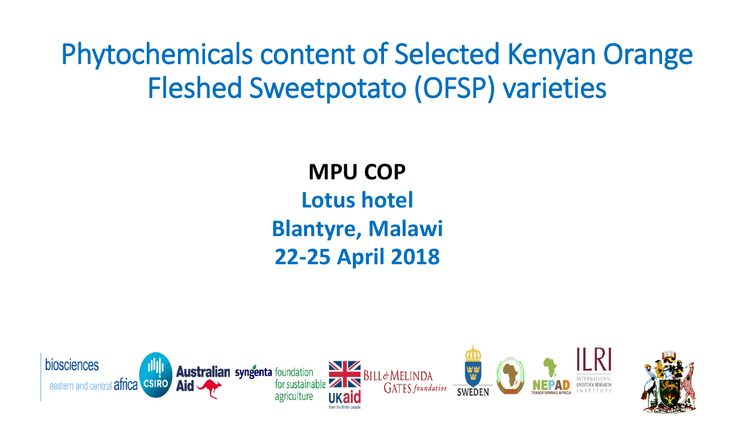# Phytochemicals content of Selected Kenyan Orange Fleshed Sweetpotato (OFSP) varieties

**MPU COP**

**Lotus hotel**

**Blantyre, Malawi**

**22-25 April 2018**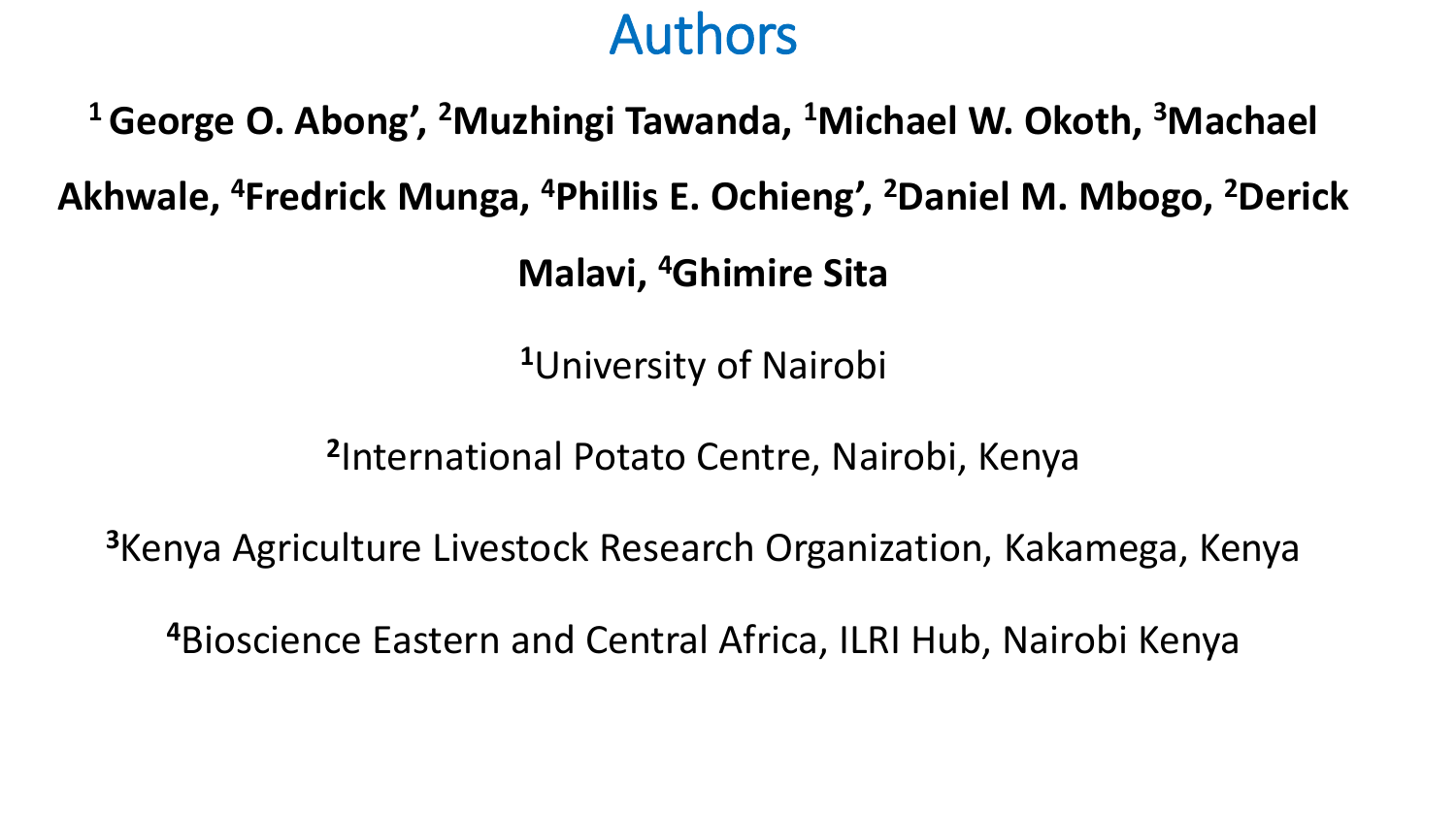# Authors

**[1] George O. Abong', [2]Muzhingi Tawanda, [1]Michael W. Okoth, [3]Machael Akhwale, [4]Fredrick Munga, [4]Phillis E. Ochieng', [2]Daniel M. Mbogo, [2]Derick Malavi, [4]Ghimire Sita**

[1]University of Nairobi

[2]International Potato Centre, Nairobi, Kenya

[3]Kenya Agriculture Livestock Research Organization, Kakamega, Kenya

[4]Bioscience Eastern and Central Africa, ILRI Hub, Nairobi Kenya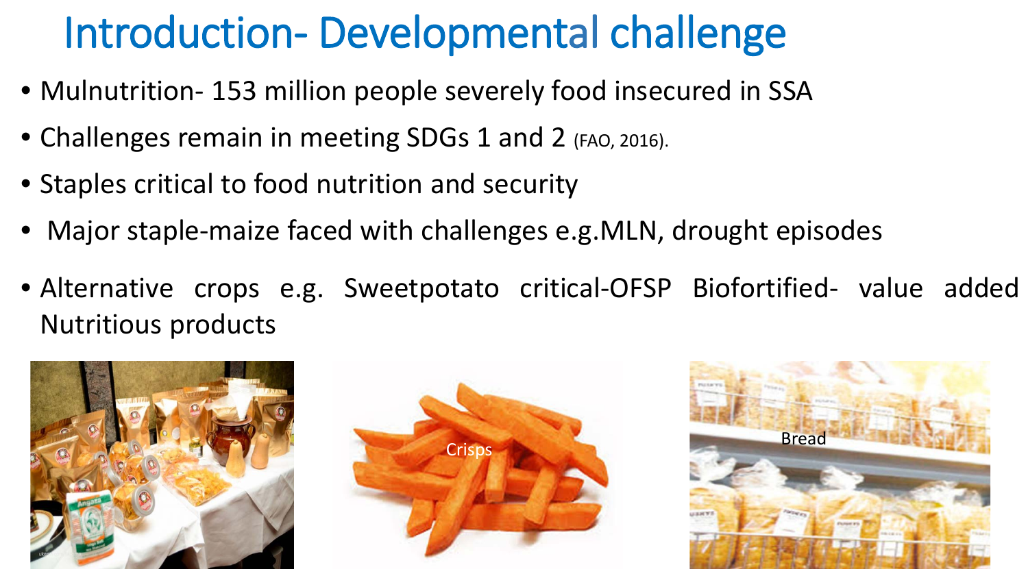# Introduction- Developmental challenge

- Mulnutrition- 153 million people severely food insecured in SSA
- Challenges remain in meeting SDGs 1 and 2 (FAO, 2016).
- Staples critical to food nutrition and security
- Major staple-maize faced with challenges e.g.MLN, drought episodes
- Alternative crops e.g. Sweetpotato critical-OFSP Biofortified- value added Nutritious products

Crisps

Bread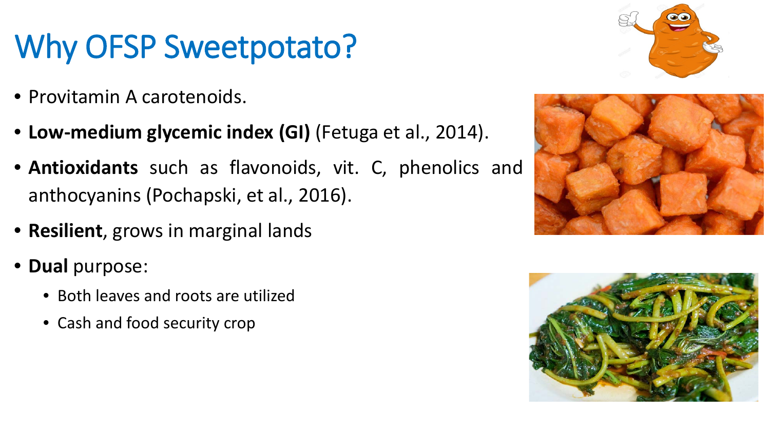# Why OFSP Sweetpotato?

- Provitamin A carotenoids.
- **Low-medium glycemic index (GI)** (Fetuga et al., 2014).
- **Antioxidants** such as flavonoids, vit. C, phenolics and anthocyanins (Pochapski, et al., 2016).
- **Resilient**, grows in marginal lands
- **Dual** purpose:
  - Both leaves and roots are utilized
  - Cash and food security crop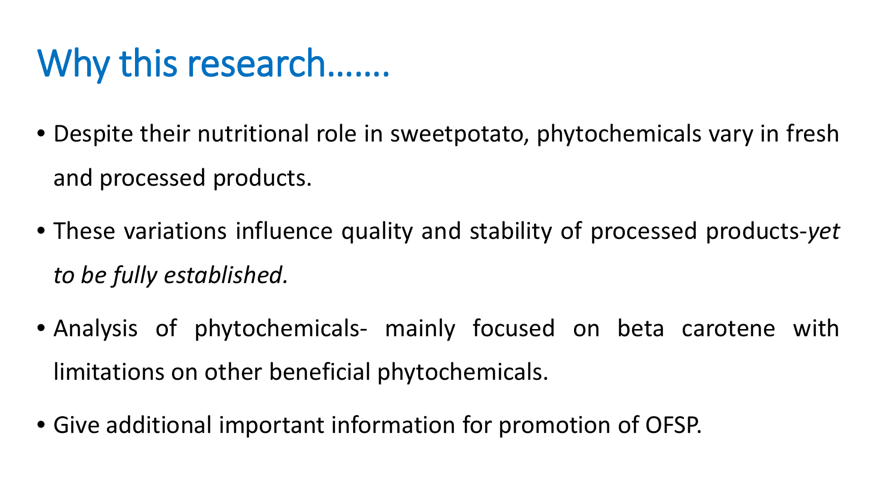# Why this research…….

- Despite their nutritional role in sweetpotato, phytochemicals vary in fresh and processed products.
- These variations influence quality and stability of processed products-*yet to be fully established.*
- Analysis of phytochemicals- mainly focused on beta carotene with limitations on other beneficial phytochemicals.
- Give additional important information for promotion of OFSP.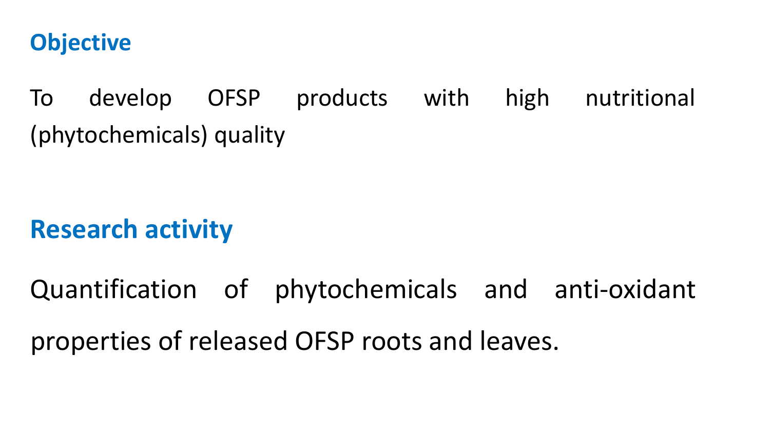## Objective

To develop OFSP products with high nutritional (phytochemicals) quality

## Research activity

Quantification of phytochemicals and anti-oxidant properties of released OFSP roots and leaves.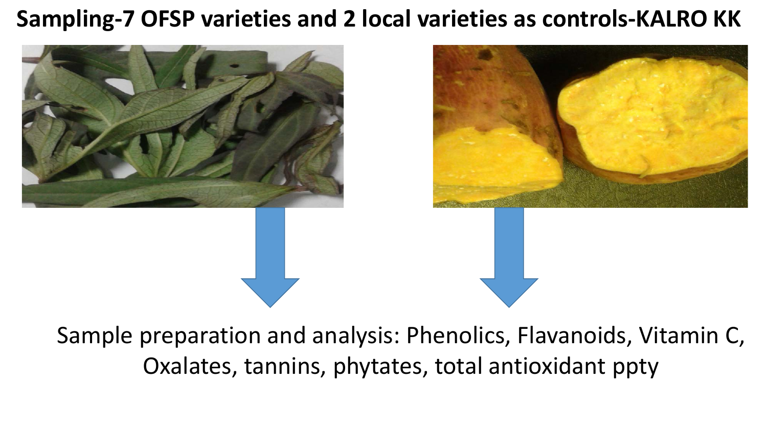# Sampling-7 OFSP varieties and 2 local varieties as controls-KALRO KK

Sample preparation and analysis: Phenolics, Flavanoids, Vitamin C, Oxalates, tannins, phytates, total antioxidant ppty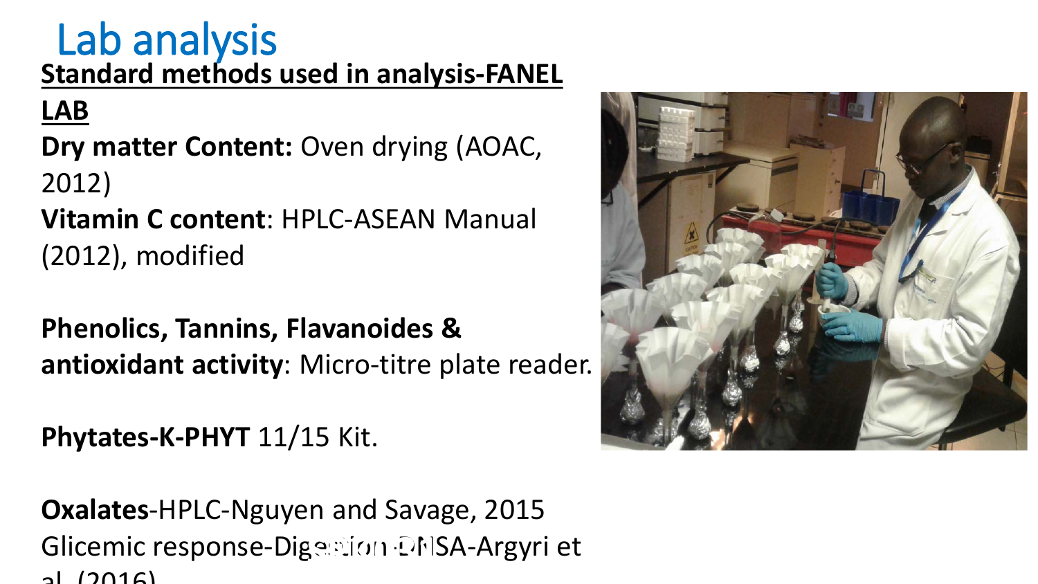# Lab analysis

**Standard methods used in analysis-FANEL LAB**

**Dry matter Content:** Oven drying (AOAC, 2012)

**Vitamin C content**: HPLC-ASEAN Manual (2012), modified

**Phenolics, Tannins, Flavanoides & antioxidant activity**: Micro-titre plate reader.

**Phytates-K-PHYT** 11/15 Kit.

**Oxalates**-HPLC-Nguyen and Savage, 2015

Glicemic response-Digestion-DNSA-Argyri et al. (2016)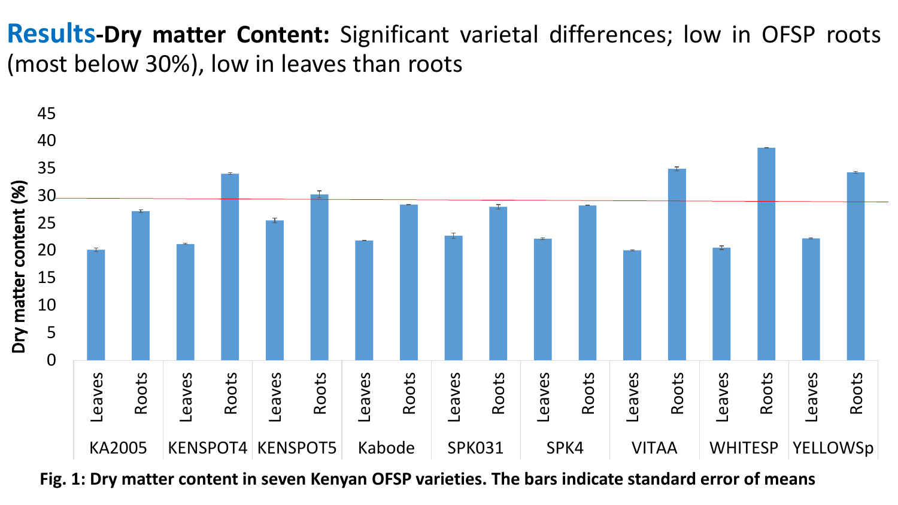**Results-Dry matter Content:** Significant varietal differences; low in OFSP roots (most below 30%), low in leaves than roots

Dry matter content (%)

0
5
10
15
20
25
30
35
40
45

Leaves Roots Leaves Roots Leaves Roots Leaves Roots Leaves Roots Leaves Roots Leaves Roots Leaves Roots Leaves Roots

KA2005 KENSPOT4 KENSPOT5 Kabode SPK031 SPK4 VITAA WHITESP YELLOWSp

**Fig. 1: Dry matter content in seven Kenyan OFSP varieties. The bars indicate standard error of means**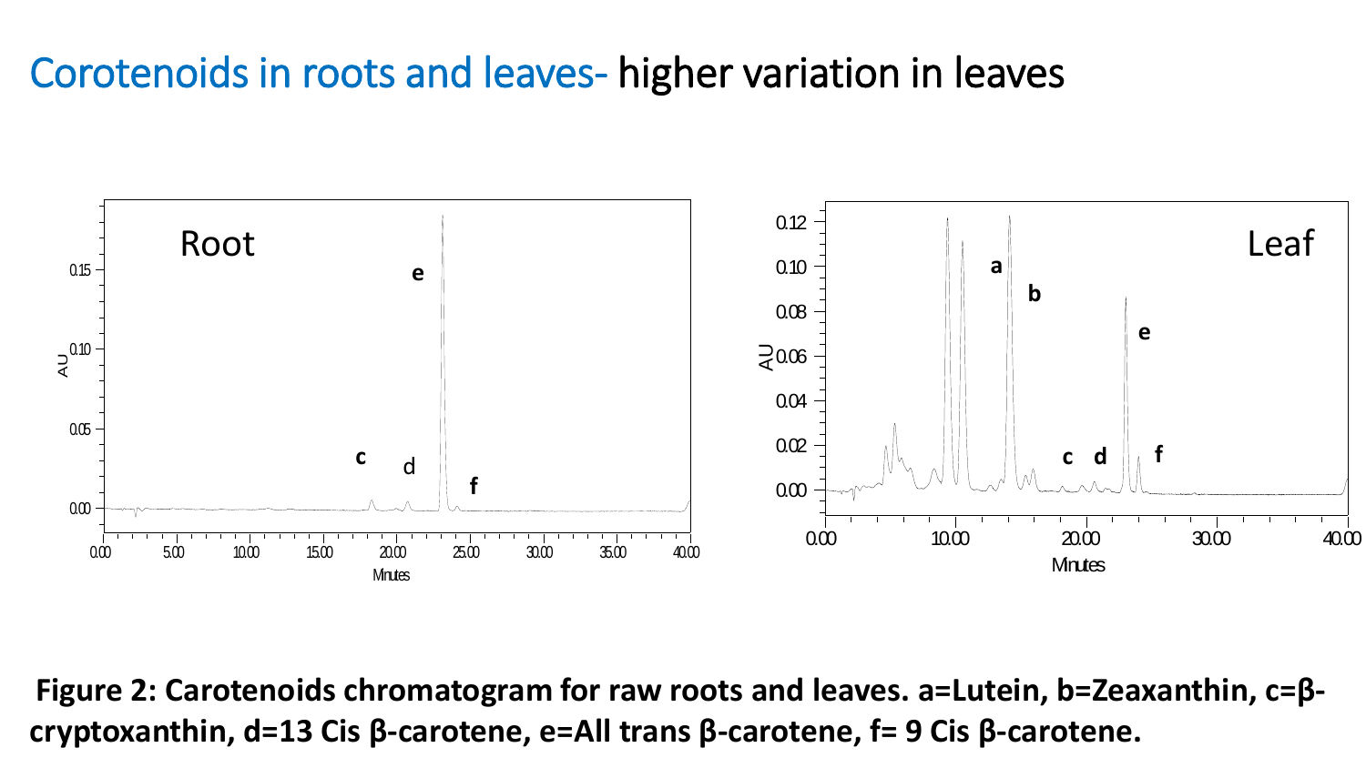# Corotenoids in roots and leaves- higher variation in leaves

**Figure 2: Carotenoids chromatogram for raw roots and leaves. a=Lutein, b=Zeaxanthin, c=β-cryptoxanthin, d=13 Cis β-carotene, e=All trans β-carotene, f= 9 Cis β-carotene.**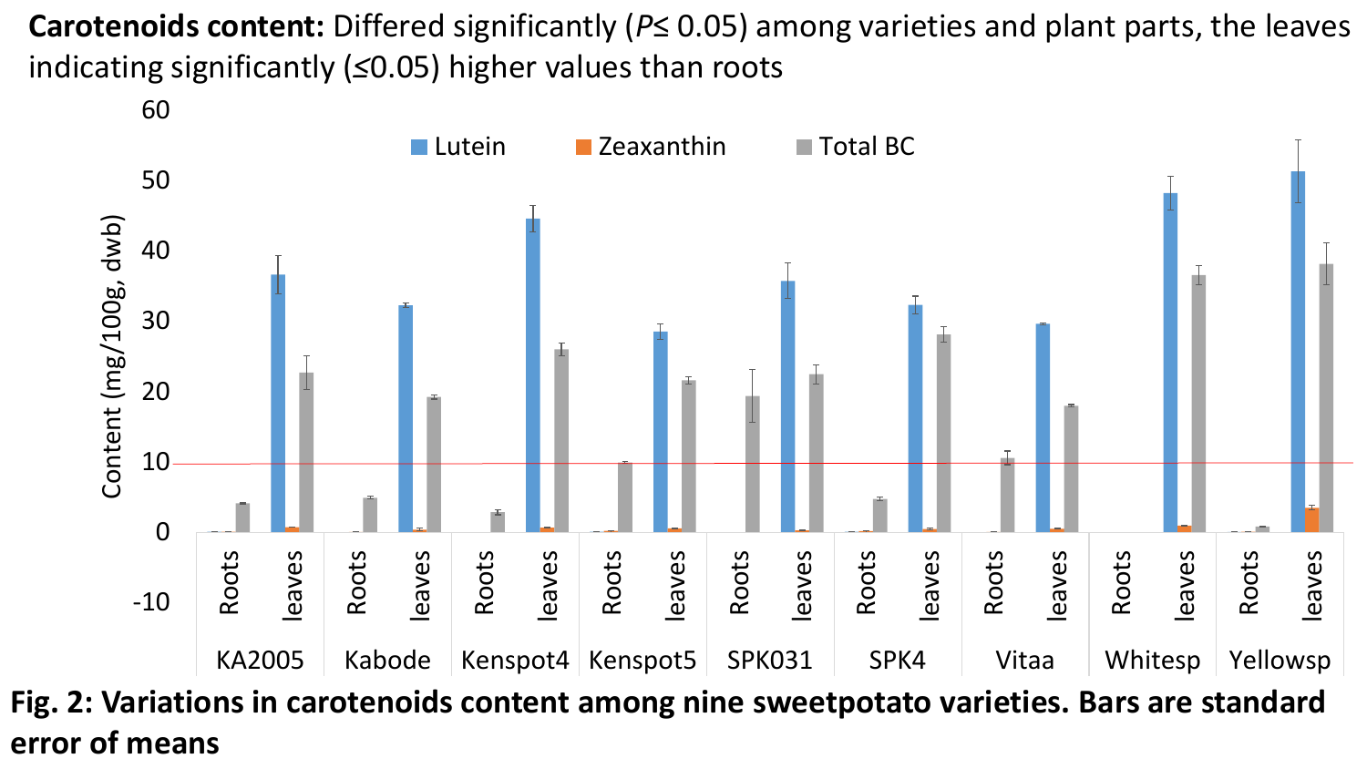**Carotenoids content:** Differed significantly ($P \leq 0.05$) among varieties and plant parts, the leaves indicating significantly ($\leq 0.05$) higher values than roots

Lutein Zeaxanthin Total BC

Content (mg/100g, dwb)

60
50
40
30
20
10
0
-10

Roots leaves Roots leaves Roots leaves Roots leaves Roots leaves Roots leaves Roots leaves Roots leaves Roots leaves

KA2005 Kabode Kenspot4 Kenspot5 SPK031 SPK4 Vitaa Whitesp Yellowsp

**Fig. 2: Variations in carotenoids content among nine sweetpotato varieties. Bars are standard error of means**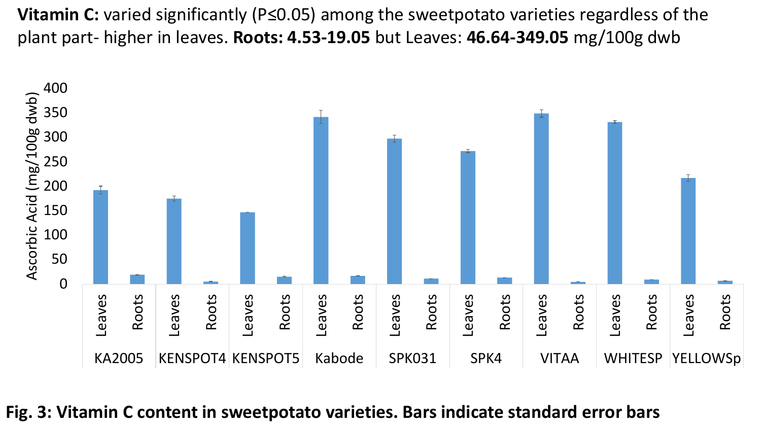**Vitamin C:** varied significantly (P≤0.05) among the sweetpotato varieties regardless of the plant part- higher in leaves. **Roots: 4.53-19.05** but Leaves: **46.64-349.05** mg/100g dwb

Ascorbic Acid (mg/100g dwb)

400
350
300
250
200
150
100
50
0

Leaves Roots Leaves Roots Leaves Roots Leaves Roots Leaves Roots Leaves Roots Leaves Roots Leaves Roots Leaves Roots

KA2005 KENSPOT4 KENSPOT5 Kabode SPK031 SPK4 VITAA WHITESP YELLOWSp

**Fig. 3: Vitamin C content in sweetpotato varieties. Bars indicate standard error bars**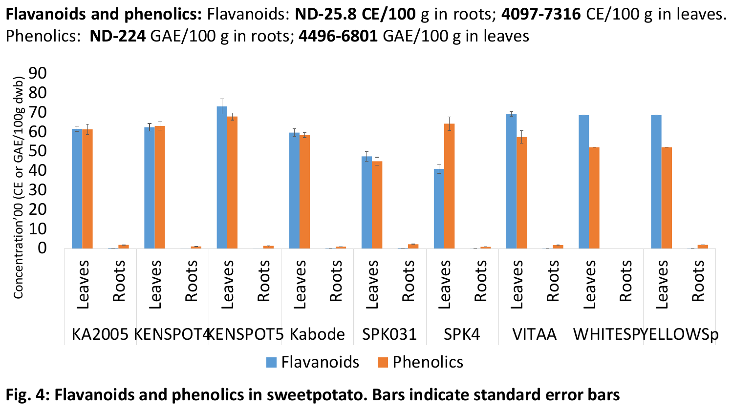**Flavanoids and phenolics:** Flavanoids: **ND-25.8 CE/100** g in roots; **4097-7316** CE/100 g in leaves. Phenolics: **ND-224** GAE/100 g in roots; **4496-6801** GAE/100 g in leaves

Concentration'00 (CE or GAE/100g dwb)

90
80
70
60
50
40
30
20
10
0

Leaves Roots Leaves Roots Leaves Roots Leaves Roots Leaves Roots Leaves Roots Leaves Roots Leaves Roots Leaves Roots

KA2005 KENSPOT4 KENSPOT5 Kabode SPK031 SPK4 VITAA WHITESP YELLOWSp

Flavanoids Phenolics

**Fig. 4: Flavanoids and phenolics in sweetpotato. Bars indicate standard error bars**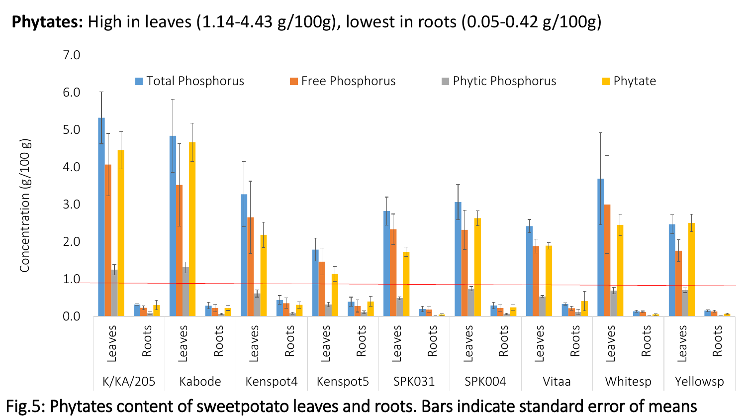**Phytates:** High in leaves (1.14-4.43 g/100g), lowest in roots (0.05-0.42 g/100g)

7.0
6.0
5.0
4.0
3.0
2.0
1.0
0.0

Concentration (g/100 g)

Total Phosphorus
Free Phosphorus
Phytic Phosphorus
Phytate

Leaves
Roots

K/KA/205
Kabode
Kenspot4
Kenspot5
SPK031
SPK004
Vitaa
Whitesp
Yellowsp

Fig.5: Phytates content of sweetpotato leaves and roots. Bars indicate standard error of means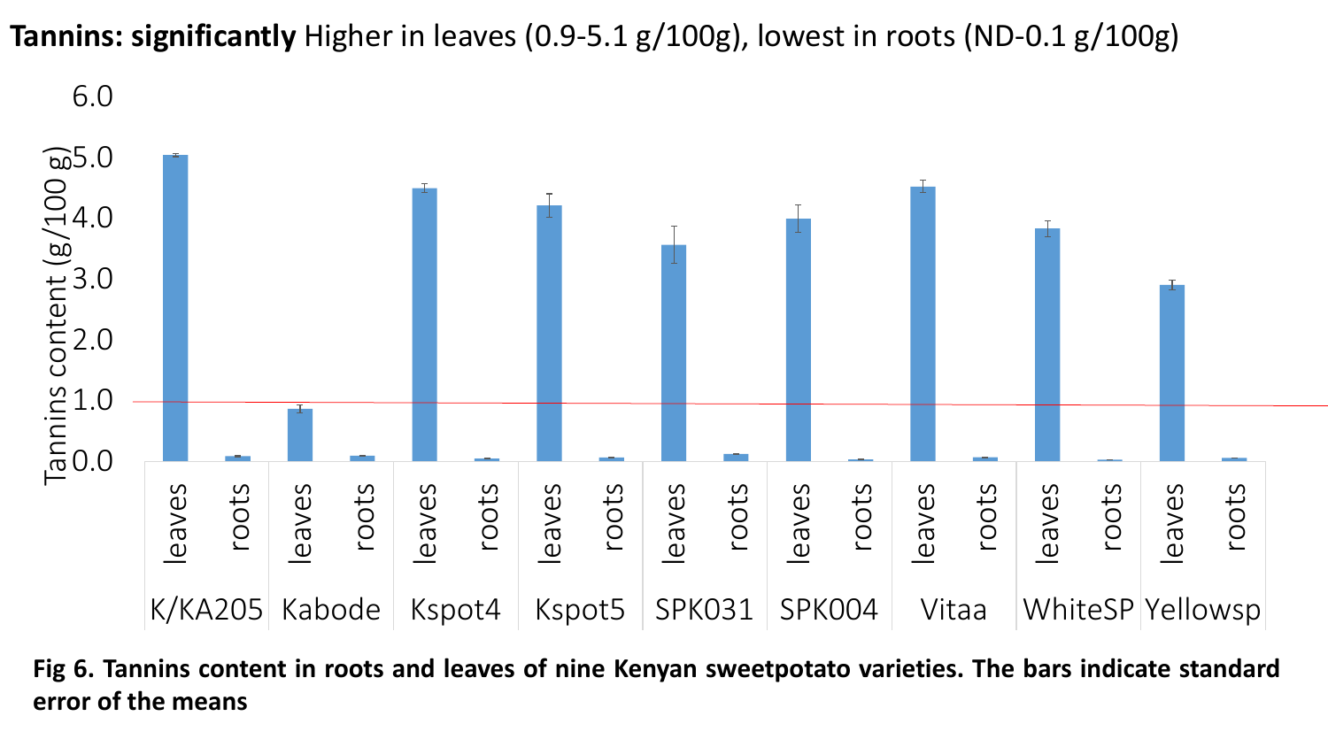**Tannins: significantly** Higher in leaves (0.9-5.1 g/100g), lowest in roots (ND-0.1 g/100g)

Tannins content (g/100 g)

6.0
5.0
4.0
3.0
2.0
1.0
0.0

leaves roots leaves roots leaves roots leaves roots leaves roots leaves roots leaves roots leaves roots leaves roots

K/KA205 Kabode Kspot4 Kspot5 SPK031 SPK004 Vitaa WhiteSP Yellowsp

**Fig 6. Tannins content in roots and leaves of nine Kenyan sweetpotato varieties. The bars indicate standard error of the means**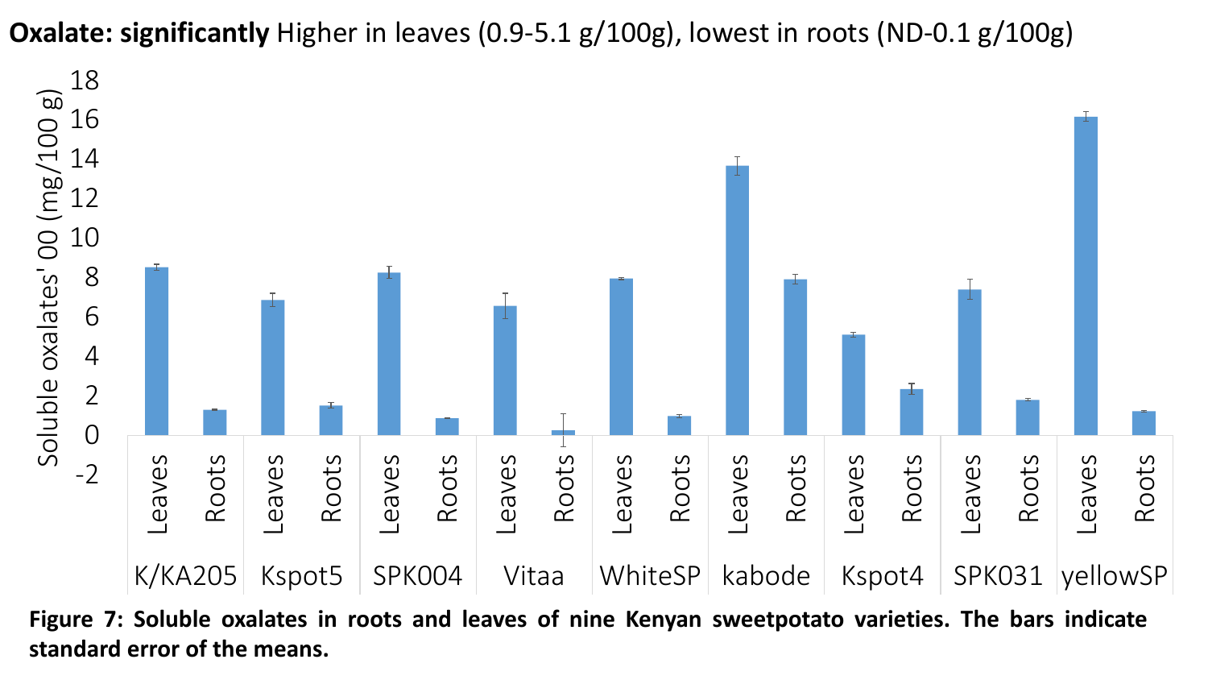**Oxalate: significantly** Higher in leaves (0.9-5.1 g/100g), lowest in roots (ND-0.1 g/100g)

Soluble oxalates' 00 (mg/100 g)

18
16
14
12
10
8
6
4
2
0
-2

Leaves Roots Leaves Roots Leaves Roots Leaves Roots Leaves Roots Leaves Roots Leaves Roots Leaves Roots Leaves Roots

K/KA205 Kspot5 SPK004 Vitaa WhiteSP kabode Kspot4 SPK031 yellowSP

**Figure 7: Soluble oxalates in roots and leaves of nine Kenyan sweetpotato varieties. The bars indicate standard error of the means.**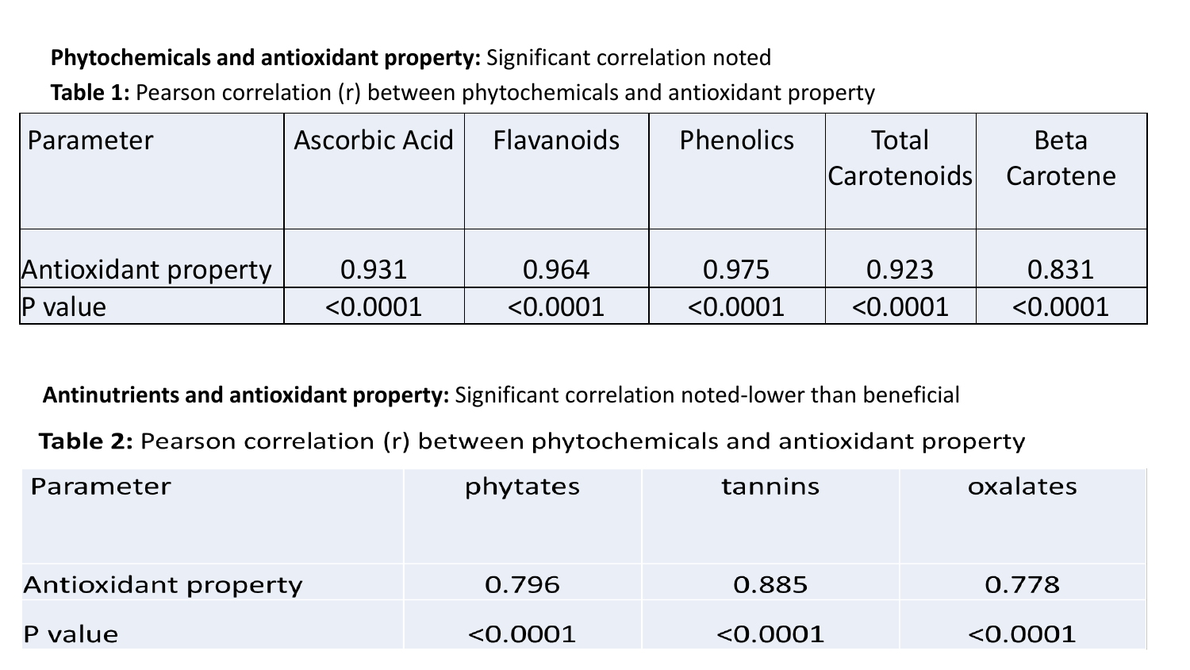**Phytochemicals and antioxidant property:** Significant correlation noted

**Table 1:** Pearson correlation (r) between phytochemicals and antioxidant property

| Parameter | Ascorbic Acid | Flavanoids | Phenolics | Total Carotenoids | Beta Carotene |
|---|---|---|---|---|---|
| Antioxidant property | 0.931 | 0.964 | 0.975 | 0.923 | 0.831 |
| P value | <0.0001 | <0.0001 | <0.0001 | <0.0001 | <0.0001 |

**Antinutrients and antioxidant property:** Significant correlation noted-lower than beneficial

**Table 2:** Pearson correlation (r) between phytochemicals and antioxidant property

| Parameter | phytates | tannins | oxalates |
|---|---|---|---|
| Antioxidant property | 0.796 | 0.885 | 0.778 |
| P value | <0.0001 | <0.0001 | <0.0001 |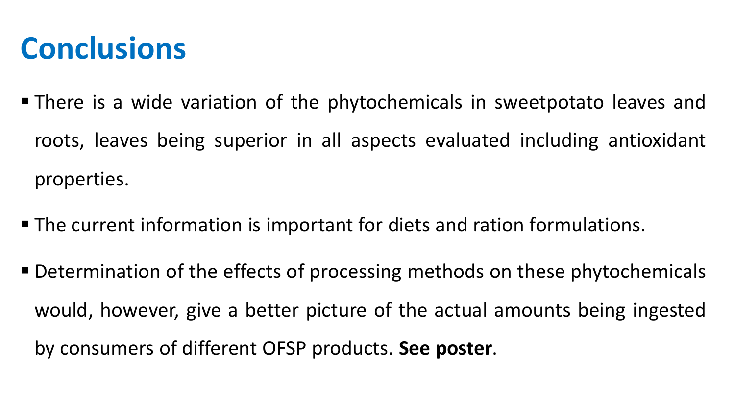# Conclusions

- There is a wide variation of the phytochemicals in sweetpotato leaves and roots, leaves being superior in all aspects evaluated including antioxidant properties.
- The current information is important for diets and ration formulations.
- Determination of the effects of processing methods on these phytochemicals would, however, give a better picture of the actual amounts being ingested by consumers of different OFSP products. **See poster**.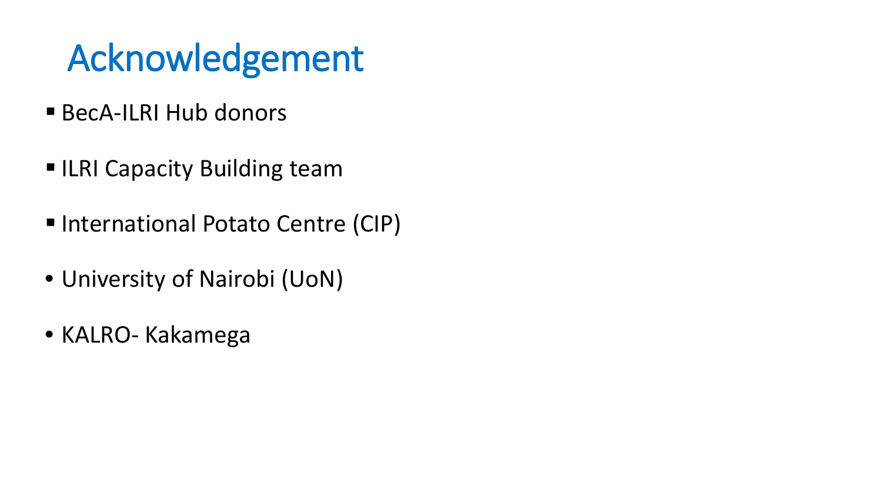# Acknowledgement

- BecA-ILRI Hub donors
- ILRI Capacity Building team
- International Potato Centre (CIP)
- University of Nairobi (UoN)
- KALRO- Kakamega